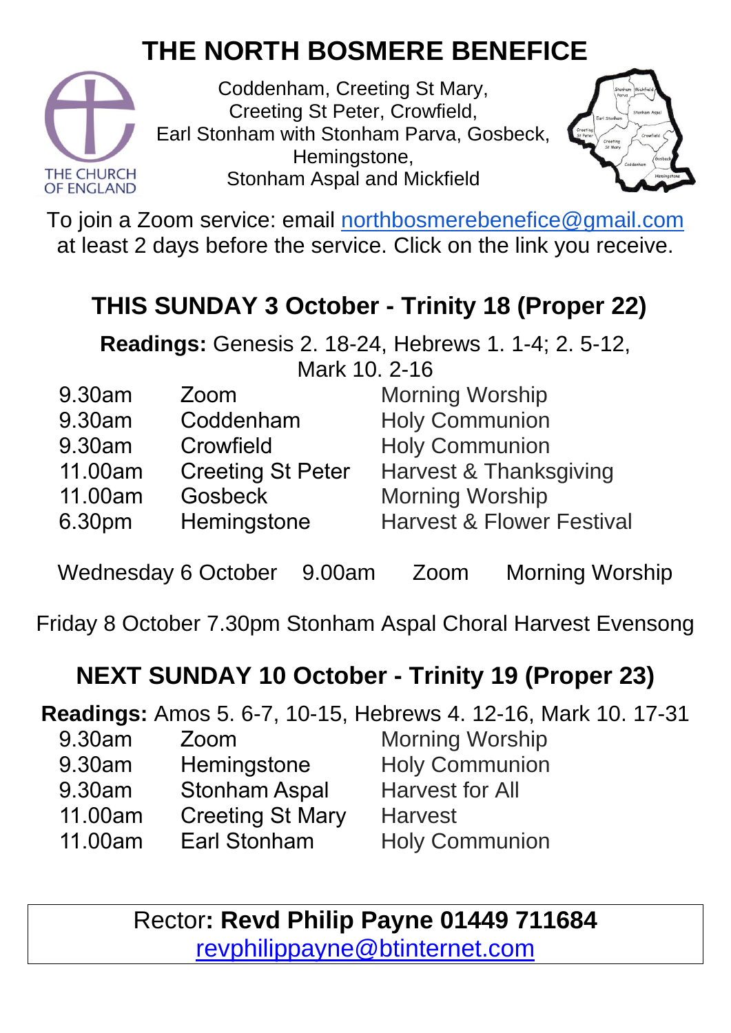# THE NORTH BOSMERE BENEFICE

THE CHURCH OF ENGLAND

Coddenham, Creeting St Mary, Creeting St Peter, Crowfield, Earl Stonham with Stonham Parva, Gosbeck, Hemingstone, Stonham Aspal and Mickfield

To join a Zoom service: email northbosmerebenefice@gmail.com at least 2 days before the service. Click on the link you receive.

## THIS SUNDAY 3 October - Trinity 18 (Proper 22)

**Readings:** Genesis 2. 18-24, Hebrews 1. 1-4; 2. 5-12, Mark 10. 2-16

| | | |
|---|---|---|
| 9.30am | Zoom | Morning Worship |
| 9.30am | Coddenham | Holy Communion |
| 9.30am | Crowfield | Holy Communion |
| 11.00am | Creeting St Peter | Harvest & Thanksgiving |
| 11.00am | Gosbeck | Morning Worship |
| 6.30pm | Hemingstone | Harvest & Flower Festival |

Wednesday 6 October 9.00am Zoom Morning Worship

Friday 8 October 7.30pm Stonham Aspal Choral Harvest Evensong

## NEXT SUNDAY 10 October - Trinity 19 (Proper 23)

**Readings:** Amos 5. 6-7, 10-15, Hebrews 4. 12-16, Mark 10. 17-31

| | | |
|---|---|---|
| 9.30am | Zoom | Morning Worship |
| 9.30am | Hemingstone | Holy Communion |
| 9.30am | Stonham Aspal | Harvest for All |
| 11.00am | Creeting St Mary | Harvest |
| 11.00am | Earl Stonham | Holy Communion |

Rector**: Revd Philip Payne 01449 711684**
revphilippayne@btinternet.com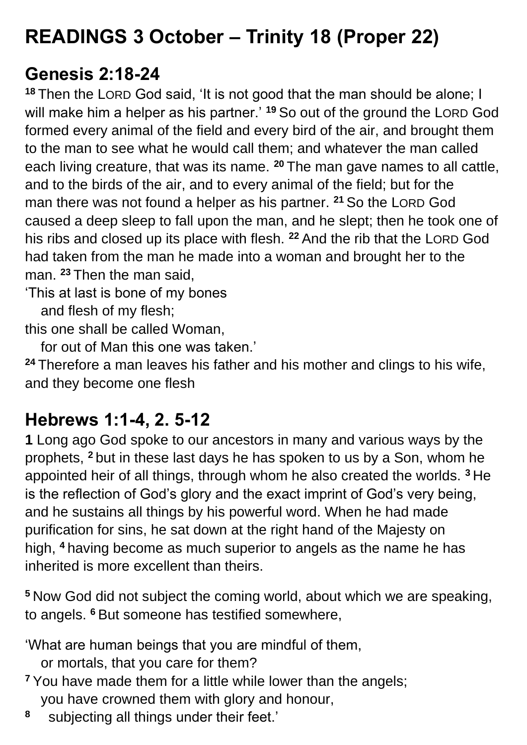# READINGS 3 October – Trinity 18 (Proper 22)

## Genesis 2:18-24

**18** Then the LORD God said, 'It is not good that the man should be alone; I will make him a helper as his partner.' **19** So out of the ground the LORD God formed every animal of the field and every bird of the air, and brought them to the man to see what he would call them; and whatever the man called each living creature, that was its name. **20** The man gave names to all cattle, and to the birds of the air, and to every animal of the field; but for the man there was not found a helper as his partner. **21** So the LORD God caused a deep sleep to fall upon the man, and he slept; then he took one of his ribs and closed up its place with flesh. **22** And the rib that the LORD God had taken from the man he made into a woman and brought her to the man. **23** Then the man said,

'This at last is bone of my bones
  and flesh of my flesh;
this one shall be called Woman,
  for out of Man this one was taken.'

**24** Therefore a man leaves his father and his mother and clings to his wife, and they become one flesh

## Hebrews 1:1-4, 2. 5-12

**1** Long ago God spoke to our ancestors in many and various ways by the prophets, **2** but in these last days he has spoken to us by a Son, whom he appointed heir of all things, through whom he also created the worlds. **3** He is the reflection of God's glory and the exact imprint of God's very being, and he sustains all things by his powerful word. When he had made purification for sins, he sat down at the right hand of the Majesty on high, **4** having become as much superior to angels as the name he has inherited is more excellent than theirs.

**5** Now God did not subject the coming world, about which we are speaking, to angels. **6** But someone has testified somewhere,

'What are human beings that you are mindful of them,
  or mortals, that you care for them?
**7** You have made them for a little while lower than the angels;
  you have crowned them with glory and honour,
**8**  subjecting all things under their feet.'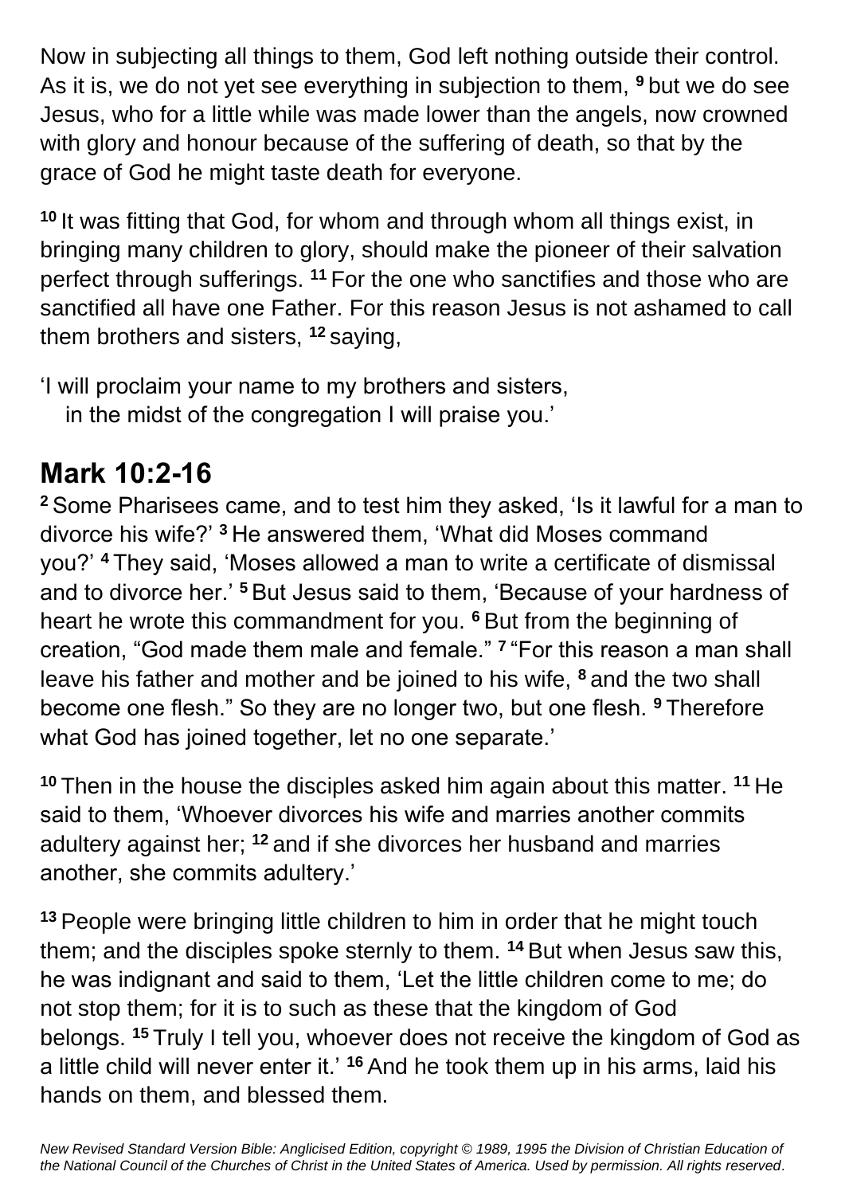Now in subjecting all things to them, God left nothing outside their control. As it is, we do not yet see everything in subjection to them, [9] but we do see Jesus, who for a little while was made lower than the angels, now crowned with glory and honour because of the suffering of death, so that by the grace of God he might taste death for everyone.

[10] It was fitting that God, for whom and through whom all things exist, in bringing many children to glory, should make the pioneer of their salvation perfect through sufferings. [11] For the one who sanctifies and those who are sanctified all have one Father. For this reason Jesus is not ashamed to call them brothers and sisters, [12] saying,

'I will proclaim your name to my brothers and sisters,
in the midst of the congregation I will praise you.'

## Mark 10:2-16

[2] Some Pharisees came, and to test him they asked, 'Is it lawful for a man to divorce his wife?' [3] He answered them, 'What did Moses command you?' [4] They said, 'Moses allowed a man to write a certificate of dismissal and to divorce her.' [5] But Jesus said to them, 'Because of your hardness of heart he wrote this commandment for you. [6] But from the beginning of creation, "God made them male and female." [7] "For this reason a man shall leave his father and mother and be joined to his wife, [8] and the two shall become one flesh." So they are no longer two, but one flesh. [9] Therefore what God has joined together, let no one separate.'

[10] Then in the house the disciples asked him again about this matter. [11] He said to them, 'Whoever divorces his wife and marries another commits adultery against her; [12] and if she divorces her husband and marries another, she commits adultery.'

[13] People were bringing little children to him in order that he might touch them; and the disciples spoke sternly to them. [14] But when Jesus saw this, he was indignant and said to them, 'Let the little children come to me; do not stop them; for it is to such as these that the kingdom of God belongs. [15] Truly I tell you, whoever does not receive the kingdom of God as a little child will never enter it.' [16] And he took them up in his arms, laid his hands on them, and blessed them.

*New Revised Standard Version Bible: Anglicised Edition, copyright © 1989, 1995 the Division of Christian Education of the National Council of the Churches of Christ in the United States of America. Used by permission. All rights reserved.*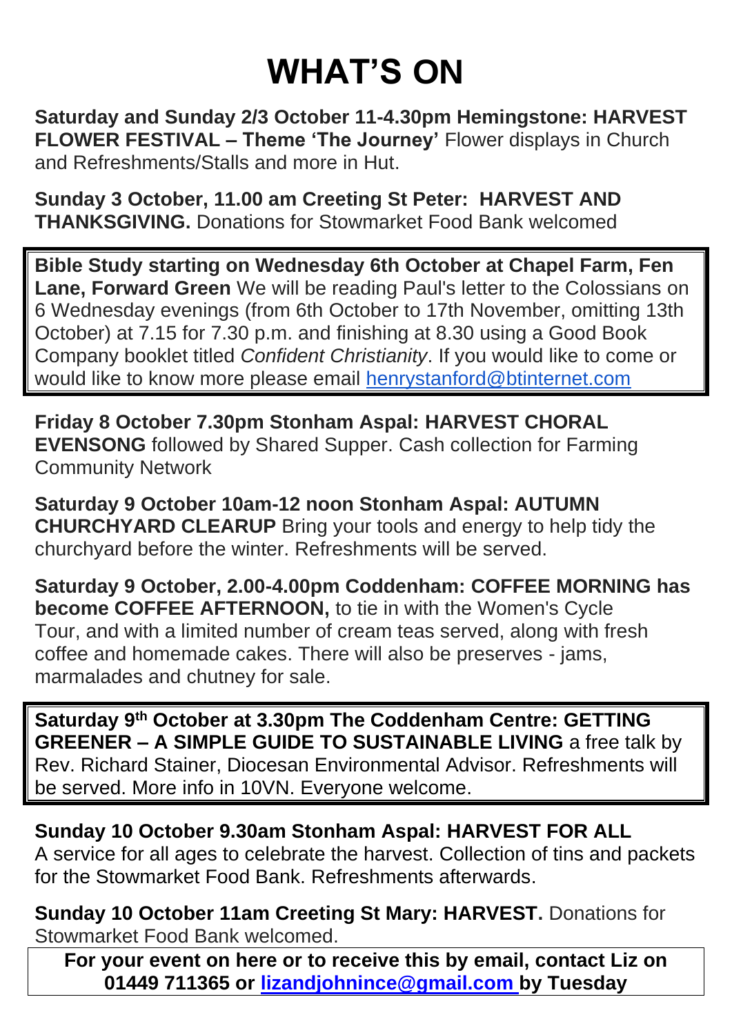# WHAT'S ON

**Saturday and Sunday 2/3 October 11-4.30pm Hemingstone: HARVEST FLOWER FESTIVAL – Theme 'The Journey'** Flower displays in Church and Refreshments/Stalls and more in Hut.

**Sunday 3 October, 11.00 am Creeting St Peter: HARVEST AND THANKSGIVING.** Donations for Stowmarket Food Bank welcomed

**Bible Study starting on Wednesday 6th October at Chapel Farm, Fen Lane, Forward Green** We will be reading Paul's letter to the Colossians on 6 Wednesday evenings (from 6th October to 17th November, omitting 13th October) at 7.15 for 7.30 p.m. and finishing at 8.30 using a Good Book Company booklet titled *Confident Christianity*. If you would like to come or would like to know more please email henrystanford@btinternet.com

**Friday 8 October 7.30pm Stonham Aspal: HARVEST CHORAL EVENSONG** followed by Shared Supper. Cash collection for Farming Community Network

**Saturday 9 October 10am-12 noon Stonham Aspal: AUTUMN CHURCHYARD CLEARUP** Bring your tools and energy to help tidy the churchyard before the winter. Refreshments will be served.

**Saturday 9 October, 2.00-4.00pm Coddenham: COFFEE MORNING has become COFFEE AFTERNOON,** to tie in with the Women's Cycle Tour, and with a limited number of cream teas served, along with fresh coffee and homemade cakes. There will also be preserves - jams, marmalades and chutney for sale.

**Saturday 9th October at 3.30pm The Coddenham Centre: GETTING GREENER – A SIMPLE GUIDE TO SUSTAINABLE LIVING** a free talk by Rev. Richard Stainer, Diocesan Environmental Advisor. Refreshments will be served. More info in 10VN. Everyone welcome.

**Sunday 10 October 9.30am Stonham Aspal: HARVEST FOR ALL**
A service for all ages to celebrate the harvest. Collection of tins and packets for the Stowmarket Food Bank. Refreshments afterwards.

**Sunday 10 October 11am Creeting St Mary: HARVEST.** Donations for Stowmarket Food Bank welcomed.

**For your event on here or to receive this by email, contact Liz on 01449 711365 or lizandjohnince@gmail.com by Tuesday**